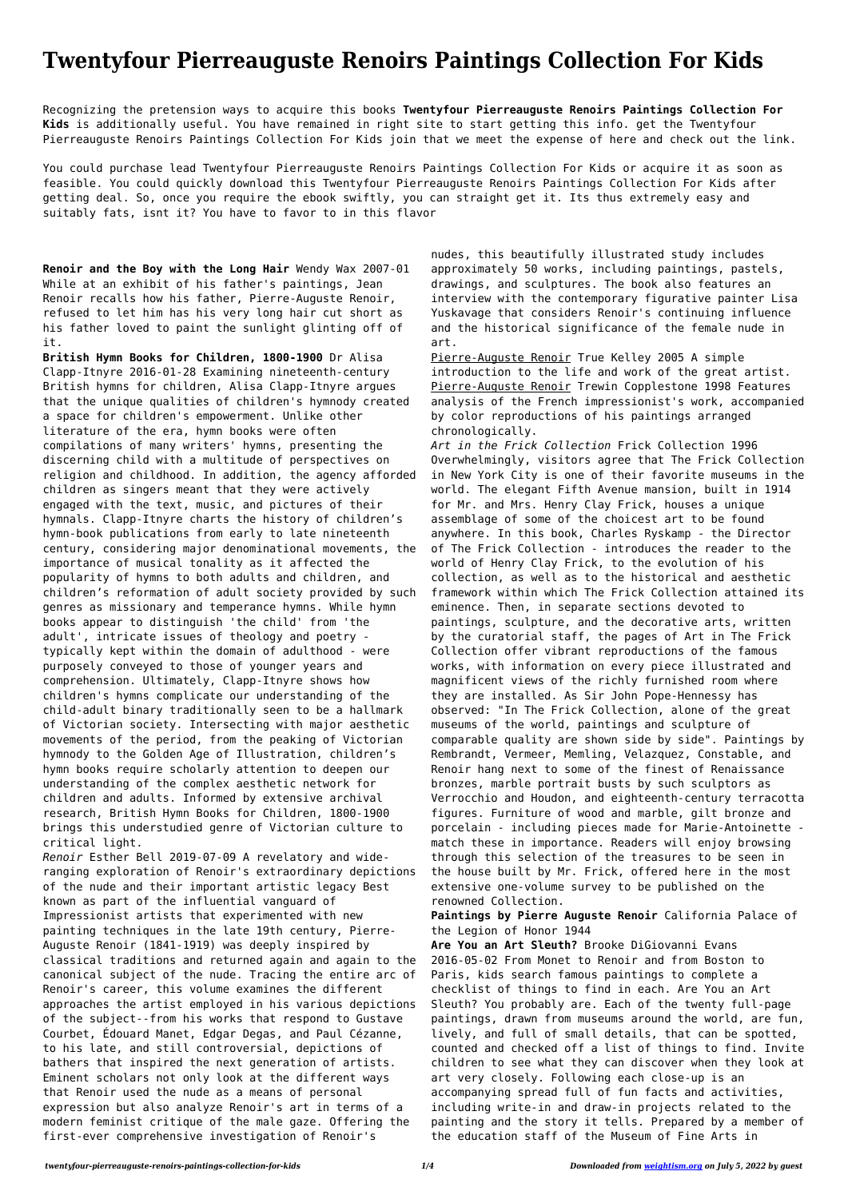# Twentyfour Pierreauguste Renoirs Paintings Collection For Kids

Recognizing the pretension ways to acquire this books **Twentyfour Pierreauguste Renoirs Paintings Collection For Kids** is additionally useful. You have remained in right site to start getting this info. get the Twentyfour Pierreauguste Renoirs Paintings Collection For Kids join that we meet the expense of here and check out the link.

You could purchase lead Twentyfour Pierreauguste Renoirs Paintings Collection For Kids or acquire it as soon as feasible. You could quickly download this Twentyfour Pierreauguste Renoirs Paintings Collection For Kids after getting deal. So, once you require the ebook swiftly, you can straight get it. Its thus extremely easy and suitably fats, isnt it? You have to favor to in this flavor

**Renoir and the Boy with the Long Hair** Wendy Wax 2007-01 While at an exhibit of his father's paintings, Jean Renoir recalls how his father, Pierre-Auguste Renoir, refused to let him has his very long hair cut short as his father loved to paint the sunlight glinting off of it.

**British Hymn Books for Children, 1800-1900** Dr Alisa Clapp-Itnyre 2016-01-28 Examining nineteenth-century British hymns for children, Alisa Clapp-Itnyre argues that the unique qualities of children's hymnody created a space for children's empowerment. Unlike other literature of the era, hymn books were often compilations of many writers' hymns, presenting the discerning child with a multitude of perspectives on religion and childhood. In addition, the agency afforded children as singers meant that they were actively engaged with the text, music, and pictures of their hymnals. Clapp-Itnyre charts the history of children's hymn-book publications from early to late nineteenth century, considering major denominational movements, the importance of musical tonality as it affected the popularity of hymns to both adults and children, and children's reformation of adult society provided by such genres as missionary and temperance hymns. While hymn books appear to distinguish 'the child' from 'the adult', intricate issues of theology and poetry - typically kept within the domain of adulthood - were purposely conveyed to those of younger years and comprehension. Ultimately, Clapp-Itnyre shows how children's hymns complicate our understanding of the child-adult binary traditionally seen to be a hallmark of Victorian society. Intersecting with major aesthetic movements of the period, from the peaking of Victorian hymnody to the Golden Age of Illustration, children's hymn books require scholarly attention to deepen our understanding of the complex aesthetic network for children and adults. Informed by extensive archival research, British Hymn Books for Children, 1800-1900 brings this understudied genre of Victorian culture to critical light.

*Renoir* Esther Bell 2019-07-09 A revelatory and wide-ranging exploration of Renoir's extraordinary depictions of the nude and their important artistic legacy Best known as part of the influential vanguard of Impressionist artists that experimented with new painting techniques in the late 19th century, Pierre-Auguste Renoir (1841-1919) was deeply inspired by classical traditions and returned again and again to the canonical subject of the nude. Tracing the entire arc of Renoir's career, this volume examines the different approaches the artist employed in his various depictions of the subject--from his works that respond to Gustave Courbet, Édouard Manet, Edgar Degas, and Paul Cézanne, to his late, and still controversial, depictions of bathers that inspired the next generation of artists. Eminent scholars not only look at the different ways that Renoir used the nude as a means of personal expression but also analyze Renoir's art in terms of a modern feminist critique of the male gaze. Offering the first-ever comprehensive investigation of Renoir's nudes, this beautifully illustrated study includes approximately 50 works, including paintings, pastels, drawings, and sculptures. The book also features an interview with the contemporary figurative painter Lisa Yuskavage that considers Renoir's continuing influence and the historical significance of the female nude in art.

Pierre-Auguste Renoir True Kelley 2005 A simple introduction to the life and work of the great artist.

Pierre-Auguste Renoir Trewin Copplestone 1998 Features analysis of the French impressionist's work, accompanied by color reproductions of his paintings arranged chronologically.

*Art in the Frick Collection* Frick Collection 1996 Overwhelmingly, visitors agree that The Frick Collection in New York City is one of their favorite museums in the world. The elegant Fifth Avenue mansion, built in 1914 for Mr. and Mrs. Henry Clay Frick, houses a unique assemblage of some of the choicest art to be found anywhere. In this book, Charles Ryskamp - the Director of The Frick Collection - introduces the reader to the world of Henry Clay Frick, to the evolution of his collection, as well as to the historical and aesthetic framework within which The Frick Collection attained its eminence. Then, in separate sections devoted to paintings, sculpture, and the decorative arts, written by the curatorial staff, the pages of Art in The Frick Collection offer vibrant reproductions of the famous works, with information on every piece illustrated and magnificent views of the richly furnished room where they are installed. As Sir John Pope-Hennessy has observed: "In The Frick Collection, alone of the great museums of the world, paintings and sculpture of comparable quality are shown side by side". Paintings by Rembrandt, Vermeer, Memling, Velazquez, Constable, and Renoir hang next to some of the finest of Renaissance bronzes, marble portrait busts by such sculptors as Verrocchio and Houdon, and eighteenth-century terracotta figures. Furniture of wood and marble, gilt bronze and porcelain - including pieces made for Marie-Antoinette - match these in importance. Readers will enjoy browsing through this selection of the treasures to be seen in the house built by Mr. Frick, offered here in the most extensive one-volume survey to be published on the renowned Collection.

**Paintings by Pierre Auguste Renoir** California Palace of the Legion of Honor 1944

**Are You an Art Sleuth?** Brooke DiGiovanni Evans 2016-05-02 From Monet to Renoir and from Boston to Paris, kids search famous paintings to complete a checklist of things to find in each. Are You an Art Sleuth? You probably are. Each of the twenty full-page paintings, drawn from museums around the world, are fun, lively, and full of small details, that can be spotted, counted and checked off a list of things to find. Invite children to see what they can discover when they look at art very closely. Following each close-up is an accompanying spread full of fun facts and activities, including write-in and draw-in projects related to the painting and the story it tells. Prepared by a member of the education staff of the Museum of Fine Arts in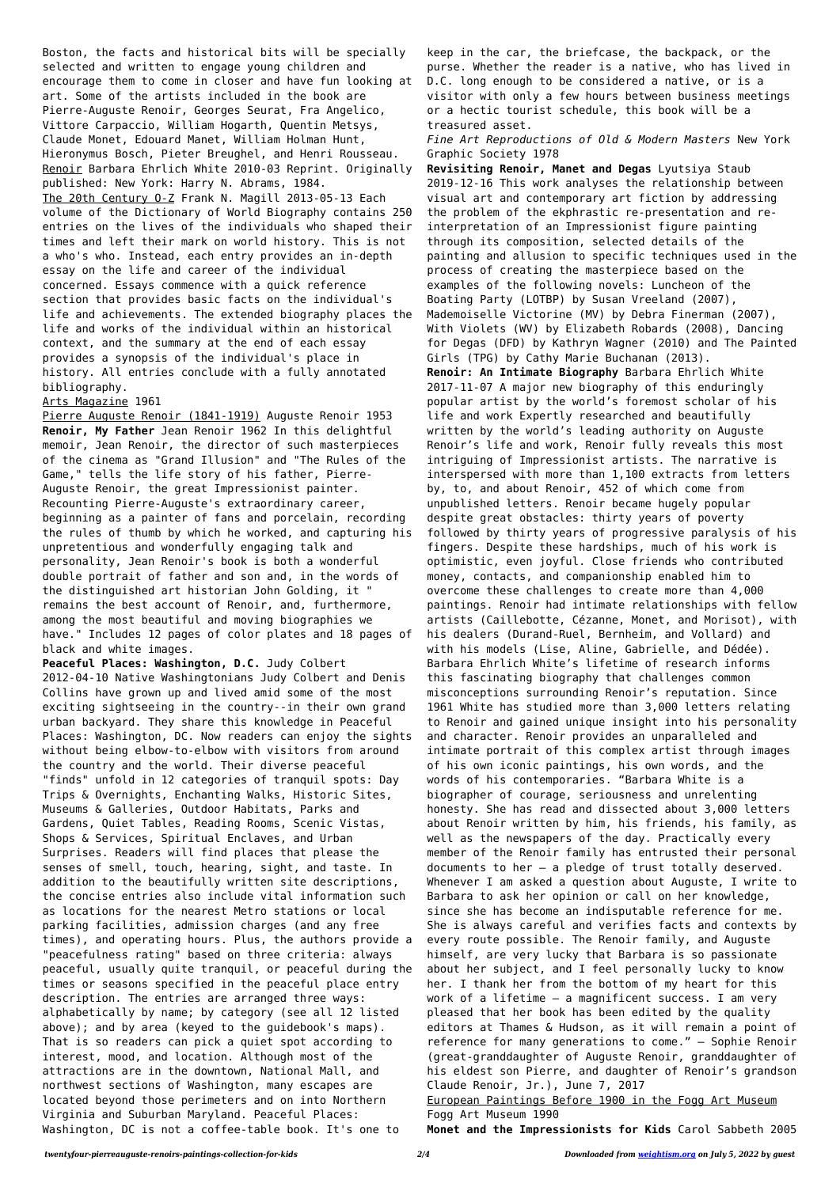Boston, the facts and historical bits will be specially selected and written to engage young children and encourage them to come in closer and have fun looking at art. Some of the artists included in the book are Pierre-Auguste Renoir, Georges Seurat, Fra Angelico, Vittore Carpaccio, William Hogarth, Quentin Metsys, Claude Monet, Edouard Manet, William Holman Hunt, Hieronymus Bosch, Pieter Breughel, and Henri Rousseau.

Renoir Barbara Ehrlich White 2010-03 Reprint. Originally published: New York: Harry N. Abrams, 1984.

The 20th Century O-Z Frank N. Magill 2013-05-13 Each volume of the Dictionary of World Biography contains 250 entries on the lives of the individuals who shaped their times and left their mark on world history. This is not a who's who. Instead, each entry provides an in-depth essay on the life and career of the individual concerned. Essays commence with a quick reference section that provides basic facts on the individual's life and achievements. The extended biography places the life and works of the individual within an historical context, and the summary at the end of each essay provides a synopsis of the individual's place in history. All entries conclude with a fully annotated bibliography.

Arts Magazine 1961

Pierre Auguste Renoir (1841-1919) Auguste Renoir 1953

**Renoir, My Father** Jean Renoir 1962 In this delightful memoir, Jean Renoir, the director of such masterpieces of the cinema as "Grand Illusion" and "The Rules of the Game," tells the life story of his father, Pierre-Auguste Renoir, the great Impressionist painter. Recounting Pierre-Auguste's extraordinary career, beginning as a painter of fans and porcelain, recording the rules of thumb by which he worked, and capturing his unpretentious and wonderfully engaging talk and personality, Jean Renoir's book is both a wonderful double portrait of father and son and, in the words of the distinguished art historian John Golding, it " remains the best account of Renoir, and, furthermore, among the most beautiful and moving biographies we have." Includes 12 pages of color plates and 18 pages of black and white images.

**Peaceful Places: Washington, D.C.** Judy Colbert 2012-04-10 Native Washingtonians Judy Colbert and Denis Collins have grown up and lived amid some of the most exciting sightseeing in the country--in their own grand urban backyard. They share this knowledge in Peaceful Places: Washington, DC. Now readers can enjoy the sights without being elbow-to-elbow with visitors from around the country and the world. Their diverse peaceful "finds" unfold in 12 categories of tranquil spots: Day Trips & Overnights, Enchanting Walks, Historic Sites, Museums & Galleries, Outdoor Habitats, Parks and Gardens, Quiet Tables, Reading Rooms, Scenic Vistas, Shops & Services, Spiritual Enclaves, and Urban Surprises. Readers will find places that please the senses of smell, touch, hearing, sight, and taste. In addition to the beautifully written site descriptions, the concise entries also include vital information such as locations for the nearest Metro stations or local parking facilities, admission charges (and any free times), and operating hours. Plus, the authors provide a "peacefulness rating" based on three criteria: always peaceful, usually quite tranquil, or peaceful during the times or seasons specified in the peaceful place entry description. The entries are arranged three ways: alphabetically by name; by category (see all 12 listed above); and by area (keyed to the guidebook's maps). That is so readers can pick a quiet spot according to interest, mood, and location. Although most of the attractions are in the downtown, National Mall, and northwest sections of Washington, many escapes are located beyond those perimeters and on into Northern Virginia and Suburban Maryland. Peaceful Places: Washington, DC is not a coffee-table book. It's one to keep in the car, the briefcase, the backpack, or the purse. Whether the reader is a native, who has lived in D.C. long enough to be considered a native, or is a visitor with only a few hours between business meetings or a hectic tourist schedule, this book will be a treasured asset.

*Fine Art Reproductions of Old & Modern Masters* New York Graphic Society 1978

**Revisiting Renoir, Manet and Degas** Lyutsiya Staub 2019-12-16 This work analyses the relationship between visual art and contemporary art fiction by addressing the problem of the ekphrastic re-presentation and re-interpretation of an Impressionist figure painting through its composition, selected details of the painting and allusion to specific techniques used in the process of creating the masterpiece based on the examples of the following novels: Luncheon of the Boating Party (LOTBP) by Susan Vreeland (2007), Mademoiselle Victorine (MV) by Debra Finerman (2007), With Violets (WV) by Elizabeth Robards (2008), Dancing for Degas (DFD) by Kathryn Wagner (2010) and The Painted Girls (TPG) by Cathy Marie Buchanan (2013).

**Renoir: An Intimate Biography** Barbara Ehrlich White 2017-11-07 A major new biography of this enduringly popular artist by the world's foremost scholar of his life and work Expertly researched and beautifully written by the world's leading authority on Auguste Renoir's life and work, Renoir fully reveals this most intriguing of Impressionist artists. The narrative is interspersed with more than 1,100 extracts from letters by, to, and about Renoir, 452 of which come from unpublished letters. Renoir became hugely popular despite great obstacles: thirty years of poverty followed by thirty years of progressive paralysis of his fingers. Despite these hardships, much of his work is optimistic, even joyful. Close friends who contributed money, contacts, and companionship enabled him to overcome these challenges to create more than 4,000 paintings. Renoir had intimate relationships with fellow artists (Caillebotte, Cézanne, Monet, and Morisot), with his dealers (Durand-Ruel, Bernheim, and Vollard) and with his models (Lise, Aline, Gabrielle, and Dédée). Barbara Ehrlich White's lifetime of research informs this fascinating biography that challenges common misconceptions surrounding Renoir's reputation. Since 1961 White has studied more than 3,000 letters relating to Renoir and gained unique insight into his personality and character. Renoir provides an unparalleled and intimate portrait of this complex artist through images of his own iconic paintings, his own words, and the words of his contemporaries. "Barbara White is a biographer of courage, seriousness and unrelenting honesty. She has read and dissected about 3,000 letters about Renoir written by him, his friends, his family, as well as the newspapers of the day. Practically every member of the Renoir family has entrusted their personal documents to her — a pledge of trust totally deserved. Whenever I am asked a question about Auguste, I write to Barbara to ask her opinion or call on her knowledge, since she has become an indisputable reference for me. She is always careful and verifies facts and contexts by every route possible. The Renoir family, and Auguste himself, are very lucky that Barbara is so passionate about her subject, and I feel personally lucky to know her. I thank her from the bottom of my heart for this work of a lifetime — a magnificent success. I am very pleased that her book has been edited by the quality editors at Thames & Hudson, as it will remain a point of reference for many generations to come." — Sophie Renoir (great-granddaughter of Auguste Renoir, granddaughter of his eldest son Pierre, and daughter of Renoir's grandson Claude Renoir, Jr.), June 7, 2017

European Paintings Before 1900 in the Fogg Art Museum Fogg Art Museum 1990

**Monet and the Impressionists for Kids** Carol Sabbeth 2005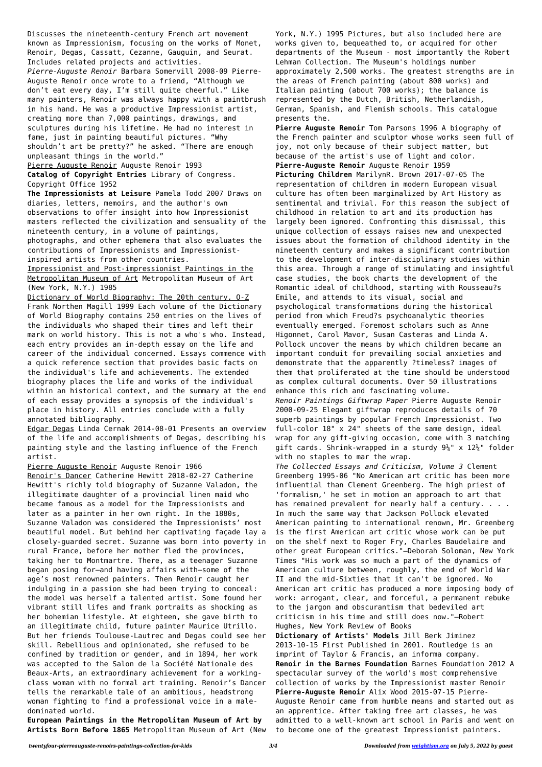Discusses the nineteenth-century French art movement known as Impressionism, focusing on the works of Monet, Renoir, Degas, Cassatt, Cezanne, Gauguin, and Seurat. Includes related projects and activities.

*Pierre-Auguste Renoir* Barbara Somervill 2008-09 Pierre-Auguste Renoir once wrote to a friend, "Although we don't eat every day, I'm still quite cheerful." Like many painters, Renoir was always happy with a paintbrush in his hand. He was a productive Impressionist artist, creating more than 7,000 paintings, drawings, and sculptures during his lifetime. He had no interest in fame, just in painting beautiful pictures. "Why shouldn't art be pretty?" he asked. "There are enough unpleasant things in the world."

Pierre Auguste Renoir Auguste Renoir 1993

**Catalog of Copyright Entries** Library of Congress. Copyright Office 1952

**The Impressionists at Leisure** Pamela Todd 2007 Draws on diaries, letters, memoirs, and the author's own observations to offer insight into how Impressionist masters reflected the civilization and sensuality of the nineteenth century, in a volume of paintings, photographs, and other ephemera that also evaluates the contributions of Impressionists and Impressionist-inspired artists from other countries.

Impressionist and Post-impressionist Paintings in the Metropolitan Museum of Art Metropolitan Museum of Art (New York, N.Y.) 1985

Dictionary of World Biography: The 20th century, O-Z Frank Northen Magill 1999 Each volume of the Dictionary of World Biography contains 250 entries on the lives of the individuals who shaped their times and left their mark on world history. This is not a who's who. Instead, each entry provides an in-depth essay on the life and career of the individual concerned. Essays commence with a quick reference section that provides basic facts on the individual's life and achievements. The extended biography places the life and works of the individual within an historical context, and the summary at the end of each essay provides a synopsis of the individual's place in history. All entries conclude with a fully annotated bibliography.

Edgar Degas Linda Cernak 2014-08-01 Presents an overview of the life and accomplishments of Degas, describing his painting style and the lasting influence of the French artist.

Pierre Auguste Renoir Auguste Renoir 1966

Renoir's Dancer Catherine Hewitt 2018-02-27 Catherine Hewitt's richly told biography of Suzanne Valadon, the illegitimate daughter of a provincial linen maid who became famous as a model for the Impressionists and later as a painter in her own right. In the 1880s, Suzanne Valadon was considered the Impressionists' most beautiful model. But behind her captivating façade lay a closely-guarded secret. Suzanne was born into poverty in rural France, before her mother fled the provinces, taking her to Montmartre. There, as a teenager Suzanne began posing for—and having affairs with—some of the age's most renowned painters. Then Renoir caught her indulging in a passion she had been trying to conceal: the model was herself a talented artist. Some found her vibrant still lifes and frank portraits as shocking as her bohemian lifestyle. At eighteen, she gave birth to an illegitimate child, future painter Maurice Utrillo. But her friends Toulouse-Lautrec and Degas could see her skill. Rebellious and opinionated, she refused to be confined by tradition or gender, and in 1894, her work was accepted to the Salon de la Société Nationale des Beaux-Arts, an extraordinary achievement for a working-class woman with no formal art training. Renoir's Dancer tells the remarkable tale of an ambitious, headstrong woman fighting to find a professional voice in a male-dominated world.

**European Paintings in the Metropolitan Museum of Art by Artists Born Before 1865** Metropolitan Museum of Art (New York, N.Y.) 1995 Pictures, but also included here are works given to, bequeathed to, or acquired for other departments of the Museum - most importantly the Robert Lehman Collection. The Museum's holdings number approximately 2,500 works. The greatest strengths are in the areas of French painting (about 800 works) and Italian painting (about 700 works); the balance is represented by the Dutch, British, Netherlandish, German, Spanish, and Flemish schools. This catalogue presents the.

**Pierre Auguste Renoir** Tom Parsons 1996 A biography of the French painter and sculptor whose works seem full of joy, not only because of their subject matter, but because of the artist's use of light and color.

**Pierre-Auguste Renoir** Auguste Renoir 1959

**Picturing Children** MarilynR. Brown 2017-07-05 The representation of children in modern European visual culture has often been marginalized by Art History as sentimental and trivial. For this reason the subject of childhood in relation to art and its production has largely been ignored. Confronting this dismissal, this unique collection of essays raises new and unexpected issues about the formation of childhood identity in the nineteenth century and makes a significant contribution to the development of inter-disciplinary studies within this area. Through a range of stimulating and insightful case studies, the book charts the development of the Romantic ideal of childhood, starting with Rousseau?s Emile, and attends to its visual, social and psychological transformations during the historical period from which Freud?s psychoanalytic theories eventually emerged. Foremost scholars such as Anne Higonnet, Carol Mavor, Susan Casteras and Linda A. Pollock uncover the means by which children became an important conduit for prevailing social anxieties and demonstrate that the apparently ?timeless? images of them that proliferated at the time should be understood as complex cultural documents. Over 50 illustrations enhance this rich and fascinating volume.

*Renoir Paintings Giftwrap Paper* Pierre Auguste Renoir 2000-09-25 Elegant giftwrap reproduces details of 70 superb paintings by popular French Impressionist. Two full-color 18" x 24" sheets of the same design, ideal wrap for any gift-giving occasion, come with 3 matching gift cards. Shrink-wrapped in a sturdy 9¼" x 12¼" folder with no staples to mar the wrap.

*The Collected Essays and Criticism, Volume 3* Clement Greenberg 1995-06 "No American art critic has been more influential than Clement Greenberg. The high priest of 'formalism,' he set in motion an approach to art that has remained prevalent for nearly half a century. . . . In much the same way that Jackson Pollock elevated American painting to international renown, Mr. Greenberg is the first American art critic whose work can be put on the shelf next to Roger Fry, Charles Baudelaire and other great European critics."—Deborah Soloman, New York Times "His work was so much a part of the dynamics of American culture between, roughly, the end of World War II and the mid-Sixties that it can't be ignored. No American art critic has produced a more imposing body of work: arrogant, clear, and forceful, a permanent rebuke to the jargon and obscurantism that bedeviled art criticism in his time and still does now."—Robert Hughes, New York Review of Books

**Dictionary of Artists' Models** Jill Berk Jiminez 2013-10-15 First Published in 2001. Routledge is an imprint of Taylor & Francis, an informa company.

**Renoir in the Barnes Foundation** Barnes Foundation 2012 A spectacular survey of the world's most comprehensive collection of works by the Impressionist master Renoir

**Pierre-Auguste Renoir** Alix Wood 2015-07-15 Pierre-Auguste Renoir came from humble means and started out as an apprentice. After taking free art classes, he was admitted to a well-known art school in Paris and went on to become one of the greatest Impressionist painters.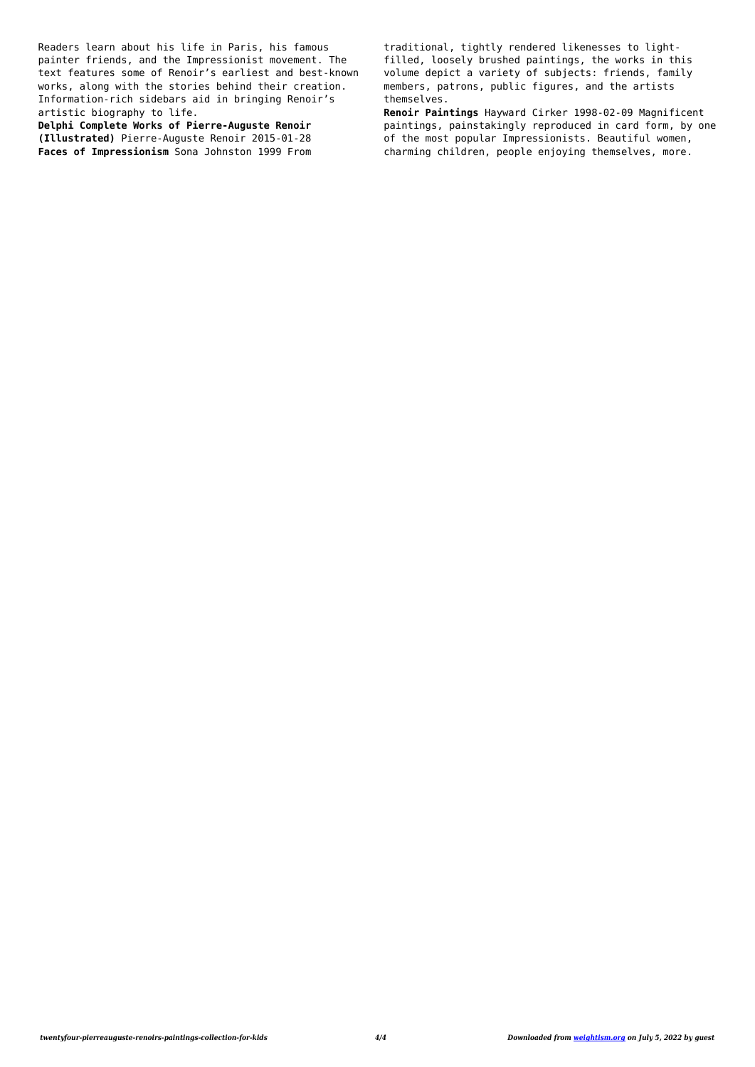Readers learn about his life in Paris, his famous painter friends, and the Impressionist movement. The text features some of Renoir's earliest and best-known works, along with the stories behind their creation. Information-rich sidebars aid in bringing Renoir's artistic biography to life.

**Delphi Complete Works of Pierre-Auguste Renoir (Illustrated)** Pierre-Auguste Renoir 2015-01-28

**Faces of Impressionism** Sona Johnston 1999 From traditional, tightly rendered likenesses to light-filled, loosely brushed paintings, the works in this volume depict a variety of subjects: friends, family members, patrons, public figures, and the artists themselves.

**Renoir Paintings** Hayward Cirker 1998-02-09 Magnificent paintings, painstakingly reproduced in card form, by one of the most popular Impressionists. Beautiful women, charming children, people enjoying themselves, more.